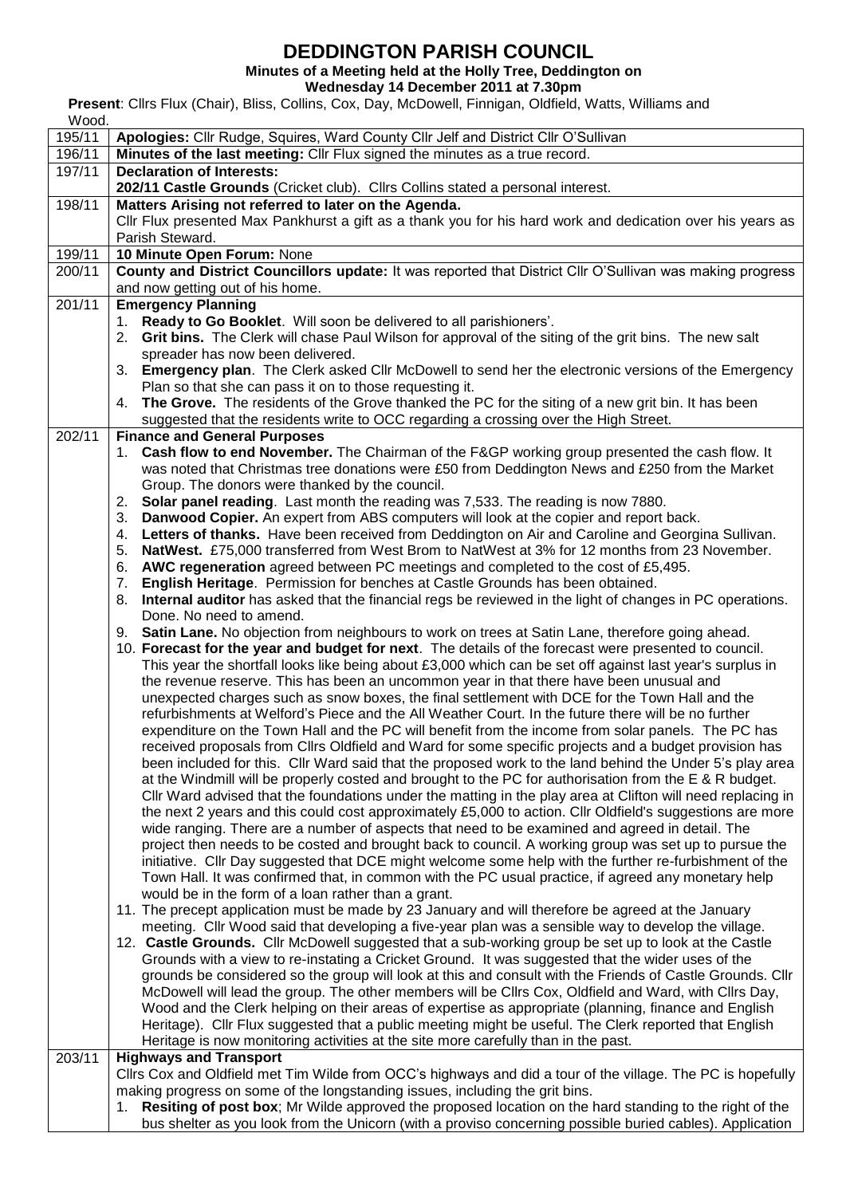# DEDDINGTON PARISH COUNCIL

**Minutes of a Meeting held at the Holly Tree, Deddington on**
**Wednesday 14 December 2011 at 7.30pm**

**Present**: Cllrs Flux (Chair), Bliss, Collins, Cox, Day, McDowell, Finnigan, Oldfield, Watts, Williams and Wood.

| | |
|---|---|
| 195/11 | **Apologies:** Cllr Rudge, Squires, Ward County Cllr Jelf and District Cllr O'Sullivan |
| 196/11 | **Minutes of the last meeting:** Cllr Flux signed the minutes as a true record. |
| 197/11 | **Declaration of Interests:**<br>**202/11 Castle Grounds** (Cricket club). Cllrs Collins stated a personal interest. |
| 198/11 | **Matters Arising not referred to later on the Agenda.**<br>Cllr Flux presented Max Pankhurst a gift as a thank you for his hard work and dedication over his years as Parish Steward. |
| 199/11 | **10 Minute Open Forum:** None |
| 200/11 | **County and District Councillors update:** It was reported that District Cllr O'Sullivan was making progress and now getting out of his home. |
| 201/11 | **Emergency Planning**<br>1. **Ready to Go Booklet**. Will soon be delivered to all parishioners'.<br>2. **Grit bins.** The Clerk will chase Paul Wilson for approval of the siting of the grit bins. The new salt spreader has now been delivered.<br>3. **Emergency plan**. The Clerk asked Cllr McDowell to send her the electronic versions of the Emergency Plan so that she can pass it on to those requesting it.<br>4. **The Grove.** The residents of the Grove thanked the PC for the siting of a new grit bin. It has been suggested that the residents write to OCC regarding a crossing over the High Street. |
| 202/11 | **Finance and General Purposes**<br>1. **Cash flow to end November.** The Chairman of the F&GP working group presented the cash flow. It was noted that Christmas tree donations were £50 from Deddington News and £250 from the Market Group. The donors were thanked by the council.<br>2. **Solar panel reading**. Last month the reading was 7,533. The reading is now 7880.<br>3. **Danwood Copier.** An expert from ABS computers will look at the copier and report back.<br>4. **Letters of thanks.** Have been received from Deddington on Air and Caroline and Georgina Sullivan.<br>5. **NatWest.** £75,000 transferred from West Brom to NatWest at 3% for 12 months from 23 November.<br>6. **AWC regeneration** agreed between PC meetings and completed to the cost of £5,495.<br>7. **English Heritage**. Permission for benches at Castle Grounds has been obtained.<br>8. **Internal auditor** has asked that the financial regs be reviewed in the light of changes in PC operations. Done. No need to amend.<br>9. **Satin Lane.** No objection from neighbours to work on trees at Satin Lane, therefore going ahead.<br>10. **Forecast for the year and budget for next**. The details of the forecast were presented to council. This year the shortfall looks like being about £3,000 which can be set off against last year's surplus in the revenue reserve. This has been an uncommon year in that there have been unusual and unexpected charges such as snow boxes, the final settlement with DCE for the Town Hall and the refurbishments at Welford's Piece and the All Weather Court. In the future there will be no further expenditure on the Town Hall and the PC will benefit from the income from solar panels. The PC has received proposals from Cllrs Oldfield and Ward for some specific projects and a budget provision has been included for this. Cllr Ward said that the proposed work to the land behind the Under 5's play area at the Windmill will be properly costed and brought to the PC for authorisation from the E & R budget. Cllr Ward advised that the foundations under the matting in the play area at Clifton will need replacing in the next 2 years and this could cost approximately £5,000 to action. Cllr Oldfield's suggestions are more wide ranging. There are a number of aspects that need to be examined and agreed in detail. The project then needs to be costed and brought back to council. A working group was set up to pursue the initiative. Cllr Day suggested that DCE might welcome some help with the further re-furbishment of the Town Hall. It was confirmed that, in common with the PC usual practice, if agreed any monetary help would be in the form of a loan rather than a grant.<br>11. The precept application must be made by 23 January and will therefore be agreed at the January meeting. Cllr Wood said that developing a five-year plan was a sensible way to develop the village.<br>12. **Castle Grounds.** Cllr McDowell suggested that a sub-working group be set up to look at the Castle Grounds with a view to re-instating a Cricket Ground. It was suggested that the wider uses of the grounds be considered so the group will look at this and consult with the Friends of Castle Grounds. Cllr McDowell will lead the group. The other members will be Cllrs Cox, Oldfield and Ward, with Cllrs Day, Wood and the Clerk helping on their areas of expertise as appropriate (planning, finance and English Heritage). Cllr Flux suggested that a public meeting might be useful. The Clerk reported that English Heritage is now monitoring activities at the site more carefully than in the past. |
| 203/11 | **Highways and Transport**<br>Cllrs Cox and Oldfield met Tim Wilde from OCC's highways and did a tour of the village. The PC is hopefully making progress on some of the longstanding issues, including the grit bins.<br>1. **Resiting of post box**; Mr Wilde approved the proposed location on the hard standing to the right of the bus shelter as you look from the Unicorn (with a proviso concerning possible buried cables). Application |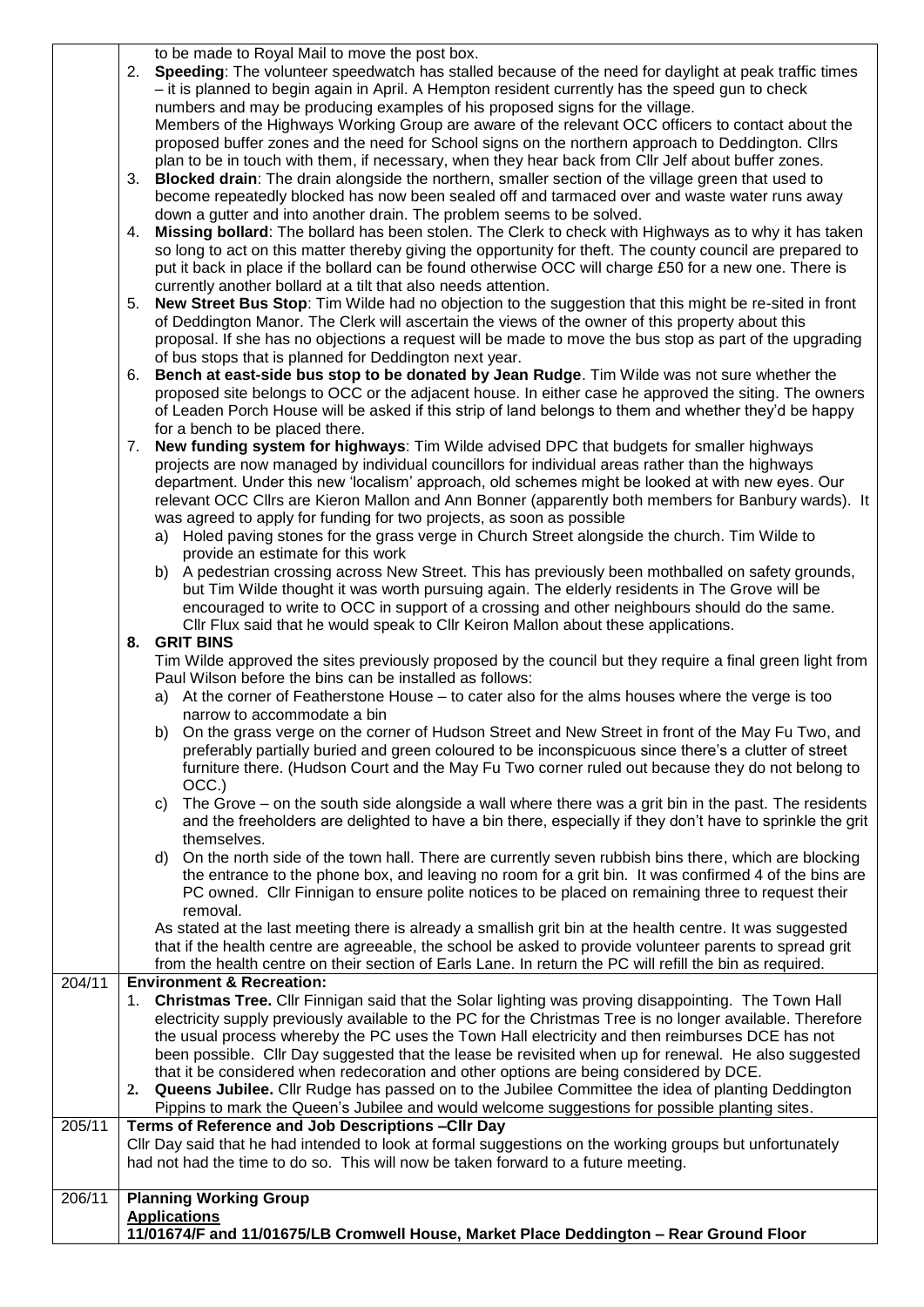| | |
|---|---|
| | to be made to Royal Mail to move the post box.<br>2. **Speeding**: The volunteer speedwatch has stalled because of the need for daylight at peak traffic times – it is planned to begin again in April. A Hempton resident currently has the speed gun to check numbers and may be producing examples of his proposed signs for the village.<br>Members of the Highways Working Group are aware of the relevant OCC officers to contact about the proposed buffer zones and the need for School signs on the northern approach to Deddington. Cllrs plan to be in touch with them, if necessary, when they hear back from Cllr Jelf about buffer zones.<br>3. **Blocked drain**: The drain alongside the northern, smaller section of the village green that used to become repeatedly blocked has now been sealed off and tarmaced over and waste water runs away down a gutter and into another drain. The problem seems to be solved.<br>4. **Missing bollard**: The bollard has been stolen. The Clerk to check with Highways as to why it has taken so long to act on this matter thereby giving the opportunity for theft. The county council are prepared to put it back in place if the bollard can be found otherwise OCC will charge £50 for a new one. There is currently another bollard at a tilt that also needs attention.<br>5. **New Street Bus Stop**: Tim Wilde had no objection to the suggestion that this might be re-sited in front of Deddington Manor. The Clerk will ascertain the views of the owner of this property about this proposal. If she has no objections a request will be made to move the bus stop as part of the upgrading of bus stops that is planned for Deddington next year.<br>6. **Bench at east-side bus stop to be donated by Jean Rudge**. Tim Wilde was not sure whether the proposed site belongs to OCC or the adjacent house. In either case he approved the siting. The owners of Leaden Porch House will be asked if this strip of land belongs to them and whether they'd be happy for a bench to be placed there.<br>7. **New funding system for highways**: Tim Wilde advised DPC that budgets for smaller highways projects are now managed by individual councillors for individual areas rather than the highways department. Under this new 'localism' approach, old schemes might be looked at with new eyes. Our relevant OCC Cllrs are Kieron Mallon and Ann Bonner (apparently both members for Banbury wards). It was agreed to apply for funding for two projects, as soon as possible<br>a) Holed paving stones for the grass verge in Church Street alongside the church. Tim Wilde to provide an estimate for this work<br>b) A pedestrian crossing across New Street. This has previously been mothballed on safety grounds, but Tim Wilde thought it was worth pursuing again. The elderly residents in The Grove will be encouraged to write to OCC in support of a crossing and other neighbours should do the same. Cllr Flux said that he would speak to Cllr Keiron Mallon about these applications.<br>**8. GRIT BINS**<br>Tim Wilde approved the sites previously proposed by the council but they require a final green light from Paul Wilson before the bins can be installed as follows:<br>a) At the corner of Featherstone House – to cater also for the alms houses where the verge is too narrow to accommodate a bin<br>b) On the grass verge on the corner of Hudson Street and New Street in front of the May Fu Two, and preferably partially buried and green coloured to be inconspicuous since there's a clutter of street furniture there. (Hudson Court and the May Fu Two corner ruled out because they do not belong to OCC.)<br>c) The Grove – on the south side alongside a wall where there was a grit bin in the past. The residents and the freeholders are delighted to have a bin there, especially if they don't have to sprinkle the grit themselves.<br>d) On the north side of the town hall. There are currently seven rubbish bins there, which are blocking the entrance to the phone box, and leaving no room for a grit bin. It was confirmed 4 of the bins are PC owned. Cllr Finnigan to ensure polite notices to be placed on remaining three to request their removal.<br>As stated at the last meeting there is already a smallish grit bin at the health centre. It was suggested that if the health centre are agreeable, the school be asked to provide volunteer parents to spread grit from the health centre on their section of Earls Lane. In return the PC will refill the bin as required. |
| 204/11 | **Environment & Recreation:**<br>1. **Christmas Tree.** Cllr Finnigan said that the Solar lighting was proving disappointing. The Town Hall electricity supply previously available to the PC for the Christmas Tree is no longer available. Therefore the usual process whereby the PC uses the Town Hall electricity and then reimburses DCE has not been possible. Cllr Day suggested that the lease be revisited when up for renewal. He also suggested that it be considered when redecoration and other options are being considered by DCE.<br>2. **Queens Jubilee.** Cllr Rudge has passed on to the Jubilee Committee the idea of planting Deddington Pippins to mark the Queen's Jubilee and would welcome suggestions for possible planting sites. |
| 205/11 | **Terms of Reference and Job Descriptions –Cllr Day**<br>Cllr Day said that he had intended to look at formal suggestions on the working groups but unfortunately had not had the time to do so. This will now be taken forward to a future meeting. |
| 206/11 | **Planning Working Group**<br>**Applications**<br>**11/01674/F and 11/01675/LB Cromwell House, Market Place Deddington – Rear Ground Floor** |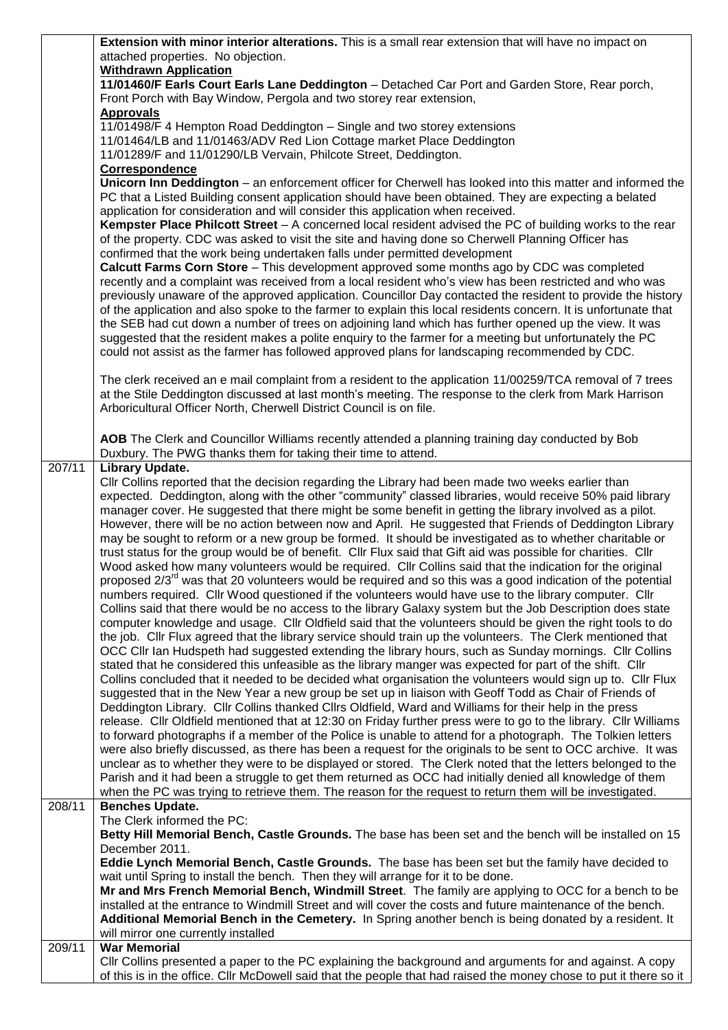| | |
|---|---|
| | **Extension with minor interior alterations.** This is a small rear extension that will have no impact on attached properties. No objection.<br>**Withdrawn Application**<br>**11/01460/F Earls Court Earls Lane Deddington** – Detached Car Port and Garden Store, Rear porch, Front Porch with Bay Window, Pergola and two storey rear extension,<br>**Approvals**<br>11/01498/F 4 Hempton Road Deddington – Single and two storey extensions<br>11/01464/LB and 11/01463/ADV Red Lion Cottage market Place Deddington<br>11/01289/F and 11/01290/LB Vervain, Philcote Street, Deddington.<br>**Correspondence**<br>**Unicorn Inn Deddington** – an enforcement officer for Cherwell has looked into this matter and informed the PC that a Listed Building consent application should have been obtained. They are expecting a belated application for consideration and will consider this application when received.<br>**Kempster Place Philcott Street** – A concerned local resident advised the PC of building works to the rear of the property. CDC was asked to visit the site and having done so Cherwell Planning Officer has confirmed that the work being undertaken falls under permitted development<br>**Calcutt Farms Corn Store** – This development approved some months ago by CDC was completed recently and a complaint was received from a local resident who's view has been restricted and who was previously unaware of the approved application. Councillor Day contacted the resident to provide the history of the application and also spoke to the farmer to explain this local residents concern. It is unfortunate that the SEB had cut down a number of trees on adjoining land which has further opened up the view. It was suggested that the resident makes a polite enquiry to the farmer for a meeting but unfortunately the PC could not assist as the farmer has followed approved plans for landscaping recommended by CDC.<br><br>The clerk received an e mail complaint from a resident to the application 11/00259/TCA removal of 7 trees at the Stile Deddington discussed at last month's meeting. The response to the clerk from Mark Harrison Arboricultural Officer North, Cherwell District Council is on file.<br><br>**AOB** The Clerk and Councillor Williams recently attended a planning training day conducted by Bob Duxbury. The PWG thanks them for taking their time to attend. |
| 207/11 | **Library Update.**<br>Cllr Collins reported that the decision regarding the Library had been made two weeks earlier than expected. Deddington, along with the other "community" classed libraries, would receive 50% paid library manager cover. He suggested that there might be some benefit in getting the library involved as a pilot. However, there will be no action between now and April. He suggested that Friends of Deddington Library may be sought to reform or a new group be formed. It should be investigated as to whether charitable or trust status for the group would be of benefit. Cllr Flux said that Gift aid was possible for charities. Cllr Wood asked how many volunteers would be required. Cllr Collins said that the indication for the original proposed 2/3rd was that 20 volunteers would be required and so this was a good indication of the potential numbers required. Cllr Wood questioned if the volunteers would have use to the library computer. Cllr Collins said that there would be no access to the library Galaxy system but the Job Description does state computer knowledge and usage. Cllr Oldfield said that the volunteers should be given the right tools to do the job. Cllr Flux agreed that the library service should train up the volunteers. The Clerk mentioned that OCC Cllr Ian Hudspeth had suggested extending the library hours, such as Sunday mornings. Cllr Collins stated that he considered this unfeasible as the library manger was expected for part of the shift. Cllr Collins concluded that it needed to be decided what organisation the volunteers would sign up to. Cllr Flux suggested that in the New Year a new group be set up in liaison with Geoff Todd as Chair of Friends of Deddington Library. Cllr Collins thanked Cllrs Oldfield, Ward and Williams for their help in the press release. Cllr Oldfield mentioned that at 12:30 on Friday further press were to go to the library. Cllr Williams to forward photographs if a member of the Police is unable to attend for a photograph. The Tolkien letters were also briefly discussed, as there has been a request for the originals to be sent to OCC archive. It was unclear as to whether they were to be displayed or stored. The Clerk noted that the letters belonged to the Parish and it had been a struggle to get them returned as OCC had initially denied all knowledge of them when the PC was trying to retrieve them. The reason for the request to return them will be investigated. |
| 208/11 | **Benches Update.**<br>The Clerk informed the PC:<br>**Betty Hill Memorial Bench, Castle Grounds.** The base has been set and the bench will be installed on 15 December 2011.<br>**Eddie Lynch Memorial Bench, Castle Grounds.** The base has been set but the family have decided to wait until Spring to install the bench. Then they will arrange for it to be done.<br>**Mr and Mrs French Memorial Bench, Windmill Street**. The family are applying to OCC for a bench to be installed at the entrance to Windmill Street and will cover the costs and future maintenance of the bench.<br>**Additional Memorial Bench in the Cemetery.** In Spring another bench is being donated by a resident. It will mirror one currently installed |
| 209/11 | **War Memorial**<br>Cllr Collins presented a paper to the PC explaining the background and arguments for and against. A copy of this is in the office. Cllr McDowell said that the people that had raised the money chose to put it there so it |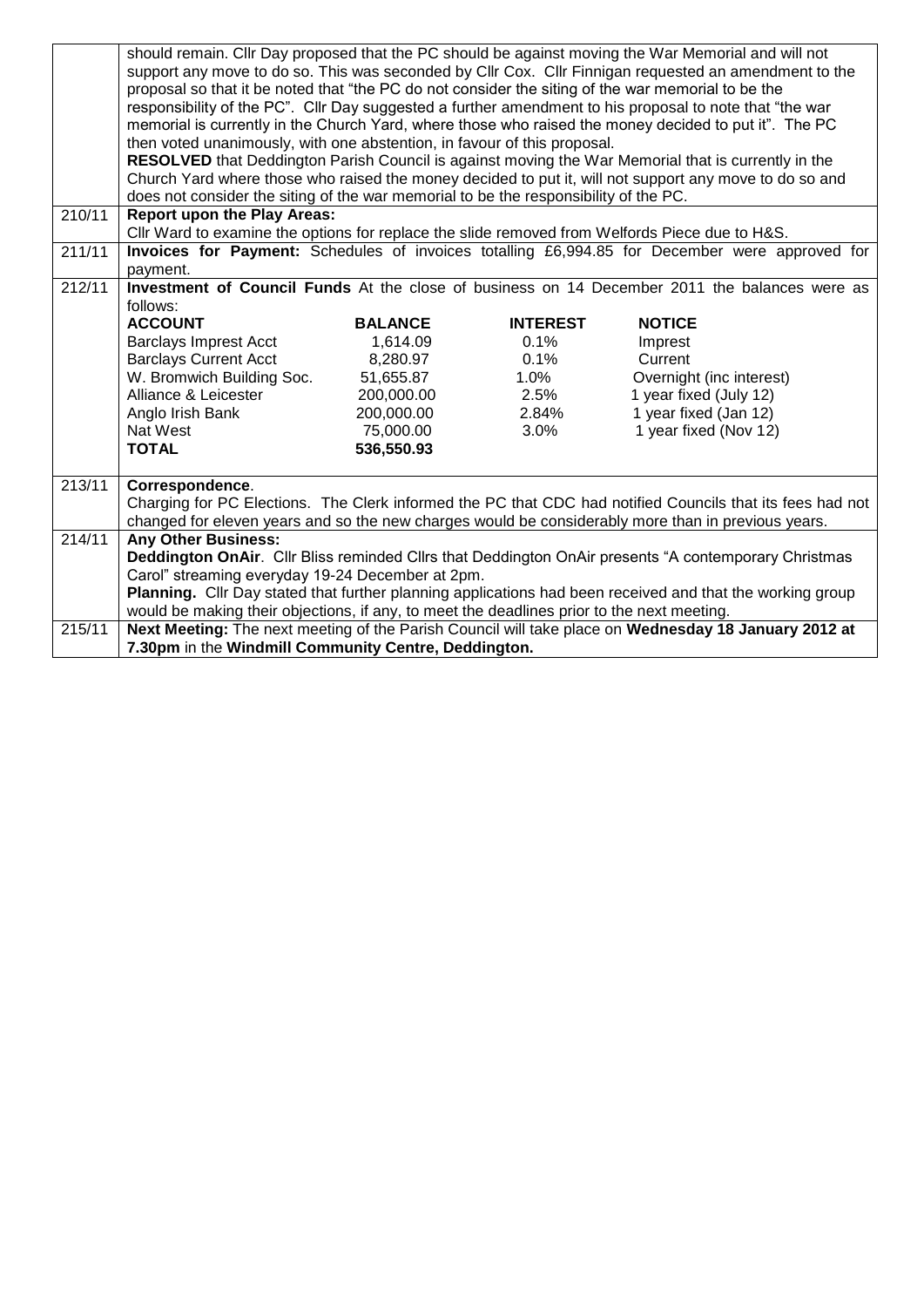| | |
|---|---|
| | should remain. Cllr Day proposed that the PC should be against moving the War Memorial and will not support any move to do so. This was seconded by Cllr Cox. Cllr Finnigan requested an amendment to the proposal so that it be noted that "the PC do not consider the siting of the war memorial to be the responsibility of the PC". Cllr Day suggested a further amendment to his proposal to note that "the war memorial is currently in the Church Yard, where those who raised the money decided to put it". The PC then voted unanimously, with one abstention, in favour of this proposal. **RESOLVED** that Deddington Parish Council is against moving the War Memorial that is currently in the Church Yard where those who raised the money decided to put it, will not support any move to do so and does not consider the siting of the war memorial to be the responsibility of the PC. |
| 210/11 | **Report upon the Play Areas:** Cllr Ward to examine the options for replace the slide removed from Welfords Piece due to H&S. |
| 211/11 | **Invoices for Payment:** Schedules of invoices totalling £6,994.85 for December were approved for payment. |
| 212/11 | **Investment of Council Funds** At the close of business on 14 December 2011 the balances were as follows: |
| 213/11 | **Correspondence**. Charging for PC Elections. The Clerk informed the PC that CDC had notified Councils that its fees had not changed for eleven years and so the new charges would be considerably more than in previous years. |
| 214/11 | **Any Other Business:** **Deddington OnAir**. Cllr Bliss reminded Cllrs that Deddington OnAir presents "A contemporary Christmas Carol" streaming everyday 19-24 December at 2pm. **Planning.** Cllr Day stated that further planning applications had been received and that the working group would be making their objections, if any, to meet the deadlines prior to the next meeting. |
| 215/11 | **Next Meeting:** The next meeting of the Parish Council will take place on **Wednesday 18 January 2012 at 7.30pm** in the **Windmill Community Centre, Deddington.** |

| ACCOUNT | BALANCE | INTEREST | NOTICE |
|---|---|---|---|
| Barclays Imprest Acct | 1,614.09 | 0.1% | Imprest |
| Barclays Current Acct | 8,280.97 | 0.1% | Current |
| W. Bromwich Building Soc. | 51,655.87 | 1.0% | Overnight (inc interest) |
| Alliance & Leicester | 200,000.00 | 2.5% | 1 year fixed (July 12) |
| Anglo Irish Bank | 200,000.00 | 2.84% | 1 year fixed (Jan 12) |
| Nat West | 75,000.00 | 3.0% | 1 year fixed (Nov 12) |
| **TOTAL** | **536,550.93** | | |